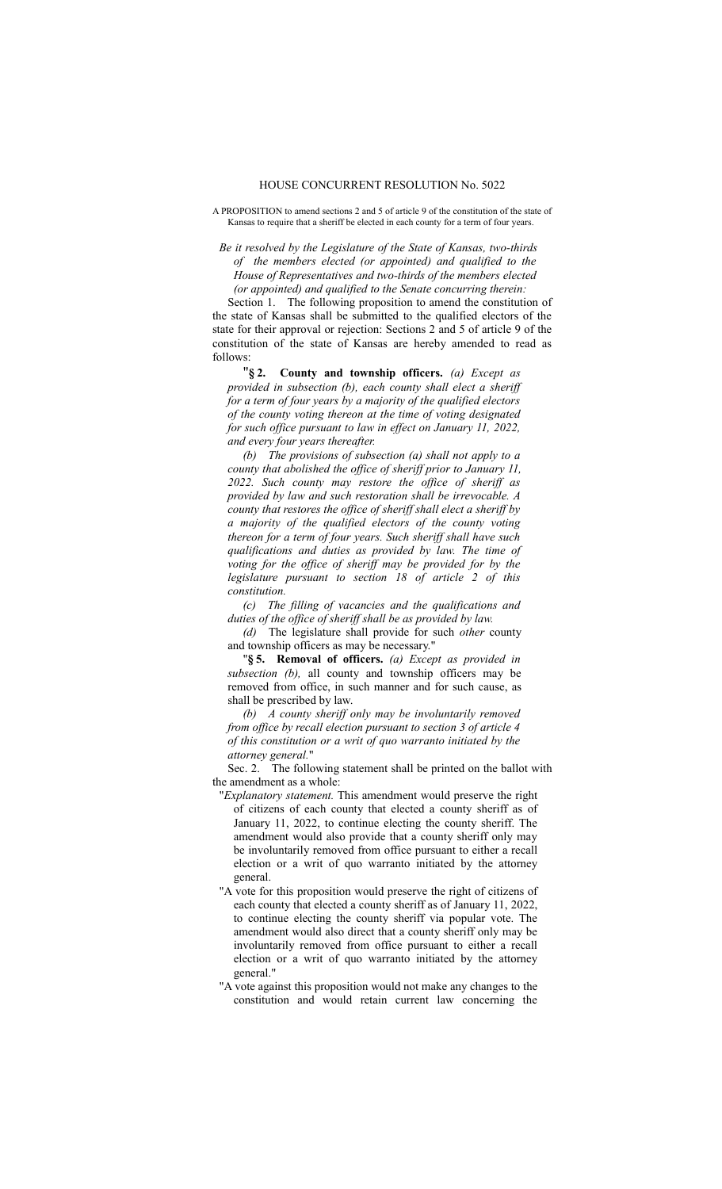# HOUSE CONCURRENT RESOLUTION No. 5022

A PROPOSITION to amend sections 2 and 5 of article 9 of the constitution of the state of Kansas to require that a sheriff be elected in each county for a term of four years.

*Be it resolved by the Legislature of the State of Kansas, two-thirds of the members elected (or appointed) and qualified to the House of Representatives and two-thirds of the members elected (or appointed) and qualified to the Senate concurring therein:*

Section 1. The following proposition to amend the constitution of the state of Kansas shall be submitted to the qualified electors of the state for their approval or rejection: Sections 2 and 5 of article 9 of the constitution of the state of Kansas are hereby amended to read as follows:

"**§ 2. County and township officers.** *(a) Except as provided in subsection (b), each county shall elect a sheriff for a term of four years by a majority of the qualified electors of the county voting thereon at the time of voting designated for such office pursuant to law in effect on January 11, 2022, and every four years thereafter.*

*(b) The provisions of subsection (a) shall not apply to a county that abolished the office of sheriff prior to January 11, 2022. Such county may restore the office of sheriff as provided by law and such restoration shall be irrevocable. A county that restores the office of sheriff shall elect a sheriff by a majority of the qualified electors of the county voting thereon for a term of four years. Such sheriff shall have such qualifications and duties as provided by law. The time of voting for the office of sheriff may be provided for by the legislature pursuant to section 18 of article 2 of this constitution.*

*(c) The filling of vacancies and the qualifications and duties of the office of sheriff shall be as provided by law.*

*(d)* The legislature shall provide for such *other* county and township officers as may be necessary."

"**§ 5. Removal of officers.** *(a) Except as provided in subsection (b),* all county and township officers may be removed from office, in such manner and for such cause, as shall be prescribed by law.

*(b) A county sheriff only may be involuntarily removed from office by recall election pursuant to section 3 of article 4 of this constitution or a writ of quo warranto initiated by the attorney general.*"

Sec. 2. The following statement shall be printed on the ballot with the amendment as a whole:

"*Explanatory statement.* This amendment would preserve the right of citizens of each county that elected a county sheriff as of January 11, 2022, to continue electing the county sheriff. The amendment would also provide that a county sheriff only may be involuntarily removed from office pursuant to either a recall election or a writ of quo warranto initiated by the attorney general.

"A vote for this proposition would preserve the right of citizens of each county that elected a county sheriff as of January 11, 2022, to continue electing the county sheriff via popular vote. The amendment would also direct that a county sheriff only may be involuntarily removed from office pursuant to either a recall election or a writ of quo warranto initiated by the attorney general."

"A vote against this proposition would not make any changes to the constitution and would retain current law concerning the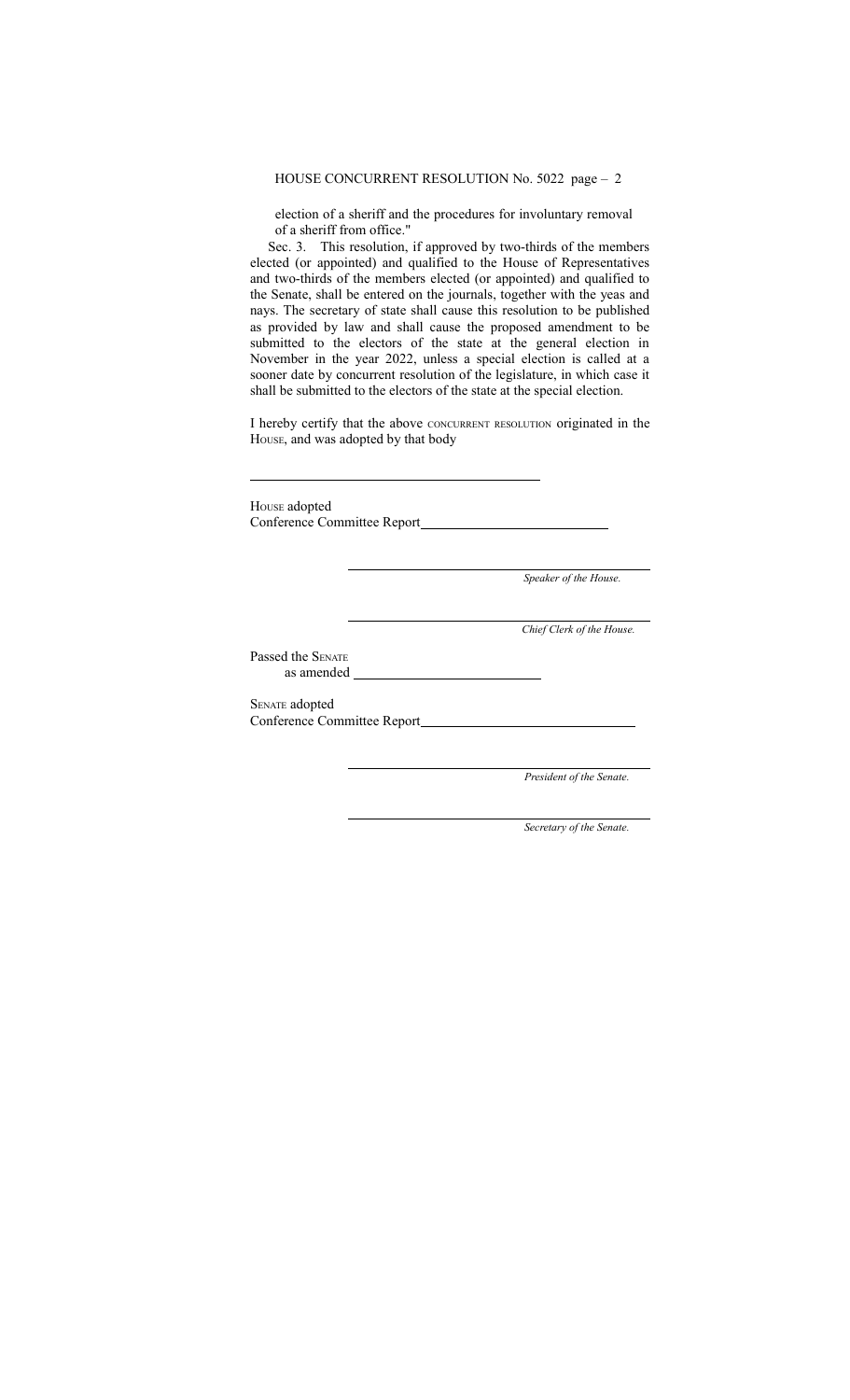election of a sheriff and the procedures for involuntary removal of a sheriff from office."

Sec. 3. This resolution, if approved by two-thirds of the members elected (or appointed) and qualified to the House of Representatives and two-thirds of the members elected (or appointed) and qualified to the Senate, shall be entered on the journals, together with the yeas and nays. The secretary of state shall cause this resolution to be published as provided by law and shall cause the proposed amendment to be submitted to the electors of the state at the general election in November in the year 2022, unless a special election is called at a sooner date by concurrent resolution of the legislature, in which case it shall be submitted to the electors of the state at the special election.

I hereby certify that the above CONCURRENT RESOLUTION originated in the HOUSE, and was adopted by that body

\_\_\_\_\_\_\_\_\_\_\_\_\_\_\_\_\_\_\_\_\_\_\_\_\_\_\_\_\_\_\_\_\_\_\_\_\_\_\_\_

HOUSE adopted
Conference Committee Report\_\_\_\_\_\_\_\_\_\_\_\_\_\_\_\_\_\_\_\_\_\_\_\_\_\_

\_\_\_\_\_\_\_\_\_\_\_\_\_\_\_\_\_\_\_\_\_\_\_\_\_\_\_\_\_\_\_\_\_\_\_\_\_\_\_\_
*Speaker of the House.*

\_\_\_\_\_\_\_\_\_\_\_\_\_\_\_\_\_\_\_\_\_\_\_\_\_\_\_\_\_\_\_\_\_\_\_\_\_\_\_\_
*Chief Clerk of the House.*

Passed the SENATE
as amended \_\_\_\_\_\_\_\_\_\_\_\_\_\_\_\_\_\_\_\_\_\_\_\_\_\_

SENATE adopted
Conference Committee Report\_\_\_\_\_\_\_\_\_\_\_\_\_\_\_\_\_\_\_\_\_\_\_\_\_\_

\_\_\_\_\_\_\_\_\_\_\_\_\_\_\_\_\_\_\_\_\_\_\_\_\_\_\_\_\_\_\_\_\_\_\_\_\_\_\_\_
*President of the Senate.*

\_\_\_\_\_\_\_\_\_\_\_\_\_\_\_\_\_\_\_\_\_\_\_\_\_\_\_\_\_\_\_\_\_\_\_\_\_\_\_\_
*Secretary of the Senate.*